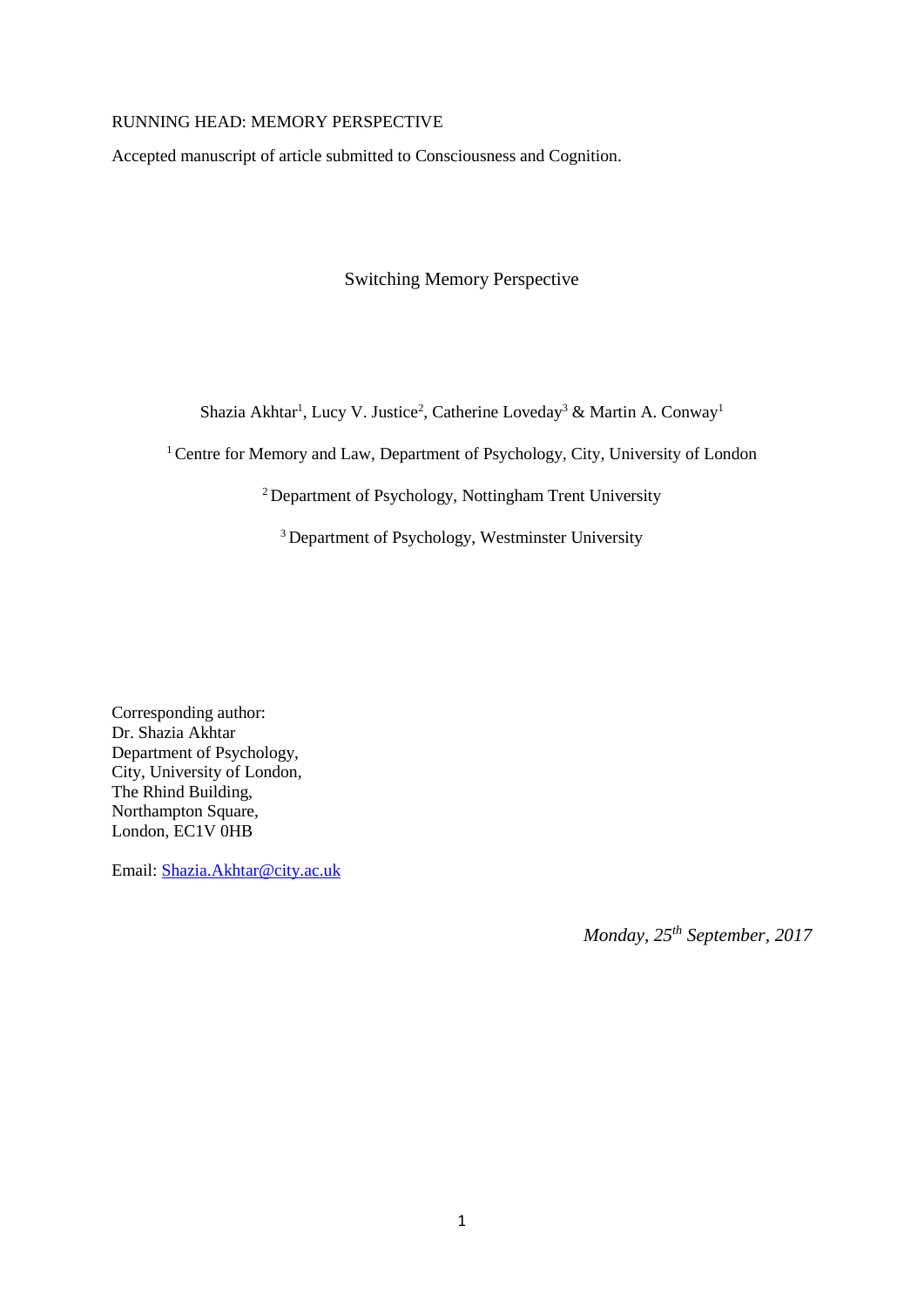RUNNING HEAD: MEMORY PERSPECTIVE

Accepted manuscript of article submitted to Consciousness and Cognition.

# Switching Memory Perspective

Shazia Akhtar[1], Lucy V. Justice[2], Catherine Loveday[3] & Martin A. Conway[1]

[1] Centre for Memory and Law, Department of Psychology, City, University of London

[2] Department of Psychology, Nottingham Trent University

[3] Department of Psychology, Westminster University

Corresponding author:
Dr. Shazia Akhtar
Department of Psychology,
City, University of London,
The Rhind Building,
Northampton Square,
London, EC1V 0HB

Email: Shazia.Akhtar@city.ac.uk

*Monday, 25th September, 2017*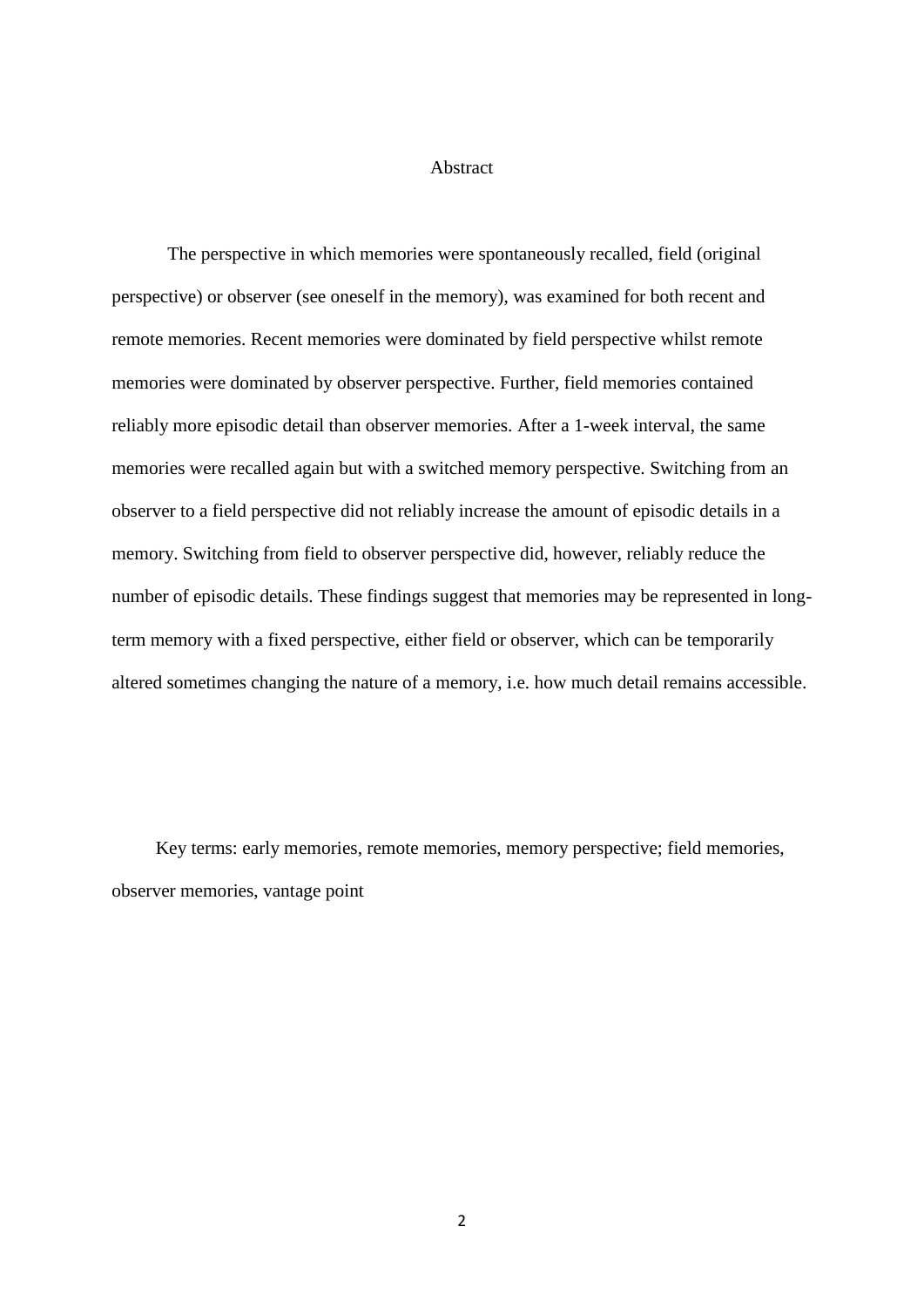## Abstract

The perspective in which memories were spontaneously recalled, field (original perspective) or observer (see oneself in the memory), was examined for both recent and remote memories. Recent memories were dominated by field perspective whilst remote memories were dominated by observer perspective. Further, field memories contained reliably more episodic detail than observer memories. After a 1-week interval, the same memories were recalled again but with a switched memory perspective. Switching from an observer to a field perspective did not reliably increase the amount of episodic details in a memory. Switching from field to observer perspective did, however, reliably reduce the number of episodic details. These findings suggest that memories may be represented in long-term memory with a fixed perspective, either field or observer, which can be temporarily altered sometimes changing the nature of a memory, i.e. how much detail remains accessible.

Key terms: early memories, remote memories, memory perspective; field memories, observer memories, vantage point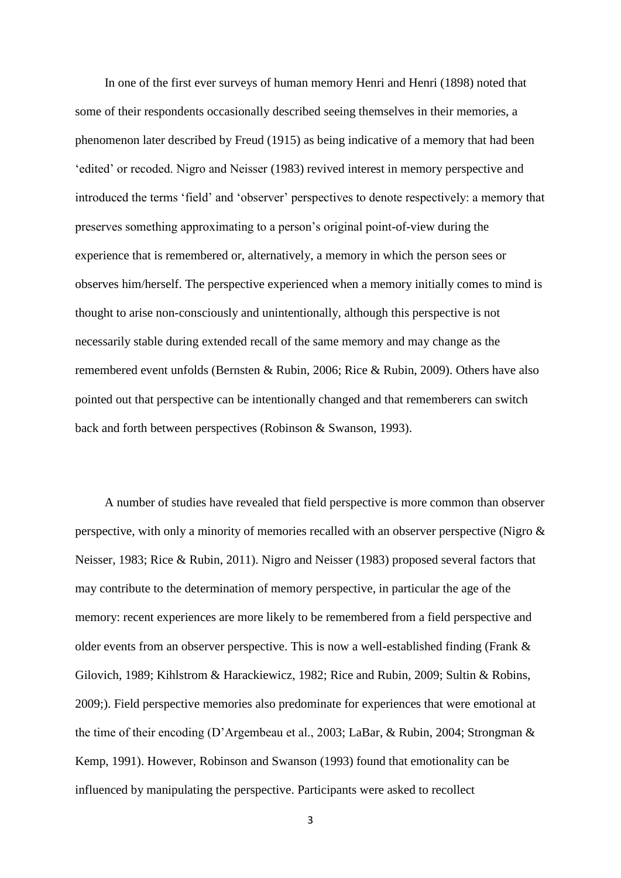In one of the first ever surveys of human memory Henri and Henri (1898) noted that some of their respondents occasionally described seeing themselves in their memories, a phenomenon later described by Freud (1915) as being indicative of a memory that had been 'edited' or recoded. Nigro and Neisser (1983) revived interest in memory perspective and introduced the terms 'field' and 'observer' perspectives to denote respectively: a memory that preserves something approximating to a person's original point-of-view during the experience that is remembered or, alternatively, a memory in which the person sees or observes him/herself. The perspective experienced when a memory initially comes to mind is thought to arise non-consciously and unintentionally, although this perspective is not necessarily stable during extended recall of the same memory and may change as the remembered event unfolds (Bernsten & Rubin, 2006; Rice & Rubin, 2009). Others have also pointed out that perspective can be intentionally changed and that rememberers can switch back and forth between perspectives (Robinson & Swanson, 1993).

A number of studies have revealed that field perspective is more common than observer perspective, with only a minority of memories recalled with an observer perspective (Nigro & Neisser, 1983; Rice & Rubin, 2011). Nigro and Neisser (1983) proposed several factors that may contribute to the determination of memory perspective, in particular the age of the memory: recent experiences are more likely to be remembered from a field perspective and older events from an observer perspective. This is now a well-established finding (Frank & Gilovich, 1989; Kihlstrom & Harackiewicz, 1982; Rice and Rubin, 2009; Sultin & Robins, 2009;). Field perspective memories also predominate for experiences that were emotional at the time of their encoding (D'Argembeau et al., 2003; LaBar, & Rubin, 2004; Strongman & Kemp, 1991). However, Robinson and Swanson (1993) found that emotionality can be influenced by manipulating the perspective. Participants were asked to recollect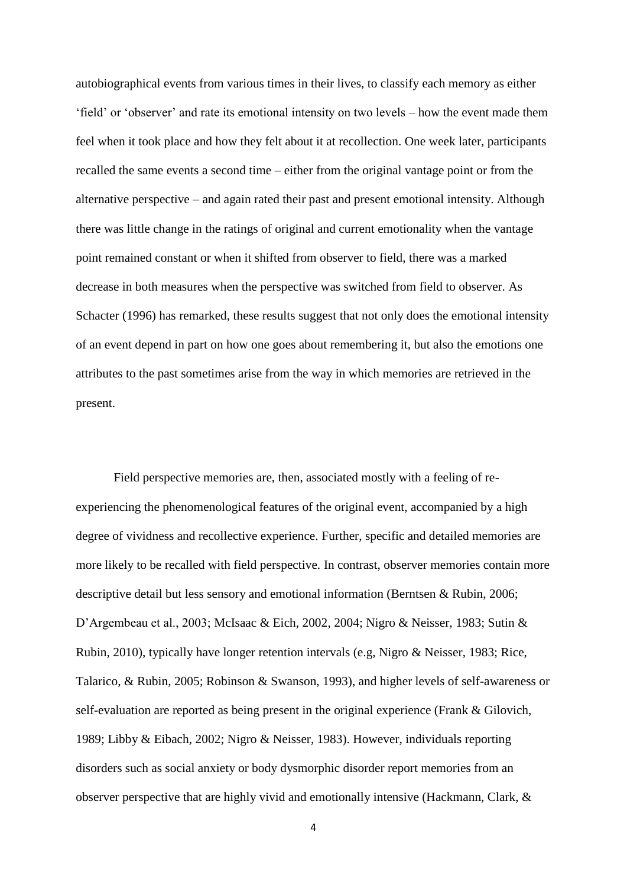autobiographical events from various times in their lives, to classify each memory as either 'field' or 'observer' and rate its emotional intensity on two levels – how the event made them feel when it took place and how they felt about it at recollection. One week later, participants recalled the same events a second time – either from the original vantage point or from the alternative perspective – and again rated their past and present emotional intensity. Although there was little change in the ratings of original and current emotionality when the vantage point remained constant or when it shifted from observer to field, there was a marked decrease in both measures when the perspective was switched from field to observer. As Schacter (1996) has remarked, these results suggest that not only does the emotional intensity of an event depend in part on how one goes about remembering it, but also the emotions one attributes to the past sometimes arise from the way in which memories are retrieved in the present.

Field perspective memories are, then, associated mostly with a feeling of re-experiencing the phenomenological features of the original event, accompanied by a high degree of vividness and recollective experience. Further, specific and detailed memories are more likely to be recalled with field perspective. In contrast, observer memories contain more descriptive detail but less sensory and emotional information (Berntsen & Rubin, 2006; D'Argembeau et al., 2003; McIsaac & Eich, 2002, 2004; Nigro & Neisser, 1983; Sutin & Rubin, 2010), typically have longer retention intervals (e.g, Nigro & Neisser, 1983; Rice, Talarico, & Rubin, 2005; Robinson & Swanson, 1993), and higher levels of self-awareness or self-evaluation are reported as being present in the original experience (Frank & Gilovich, 1989; Libby & Eibach, 2002; Nigro & Neisser, 1983). However, individuals reporting disorders such as social anxiety or body dysmorphic disorder report memories from an observer perspective that are highly vivid and emotionally intensive (Hackmann, Clark, &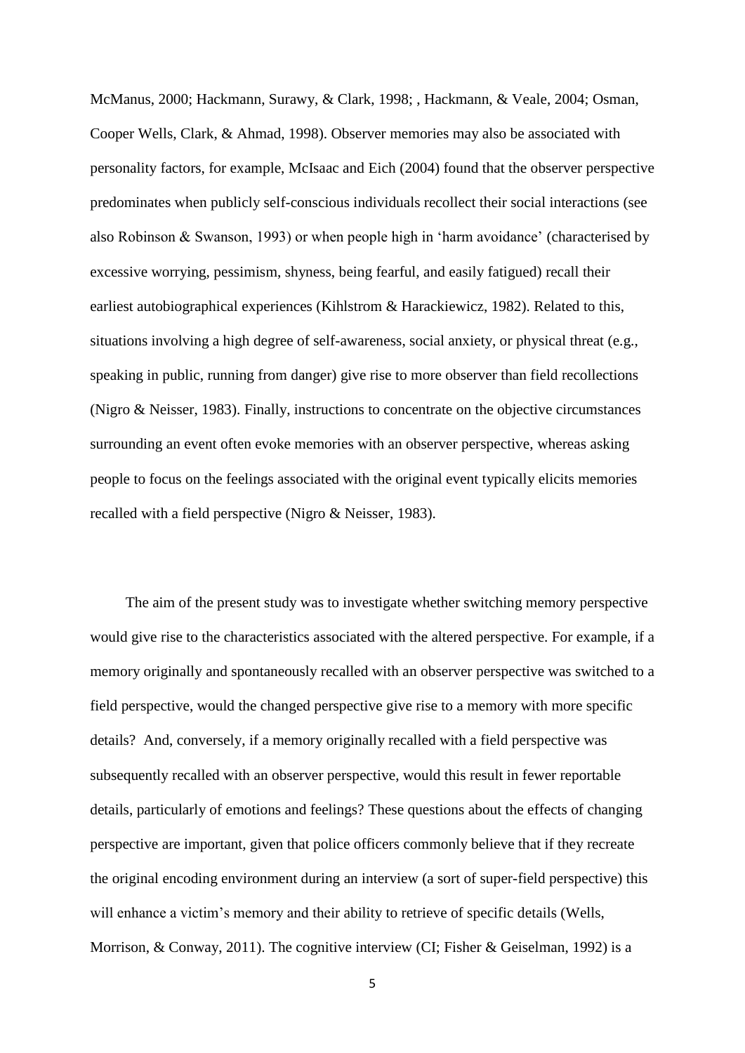McManus, 2000; Hackmann, Surawy, & Clark, 1998; , Hackmann, & Veale, 2004; Osman, Cooper Wells, Clark, & Ahmad, 1998). Observer memories may also be associated with personality factors, for example, McIsaac and Eich (2004) found that the observer perspective predominates when publicly self-conscious individuals recollect their social interactions (see also Robinson & Swanson, 1993) or when people high in 'harm avoidance' (characterised by excessive worrying, pessimism, shyness, being fearful, and easily fatigued) recall their earliest autobiographical experiences (Kihlstrom & Harackiewicz, 1982). Related to this, situations involving a high degree of self-awareness, social anxiety, or physical threat (e.g., speaking in public, running from danger) give rise to more observer than field recollections (Nigro & Neisser, 1983). Finally, instructions to concentrate on the objective circumstances surrounding an event often evoke memories with an observer perspective, whereas asking people to focus on the feelings associated with the original event typically elicits memories recalled with a field perspective (Nigro & Neisser, 1983).

The aim of the present study was to investigate whether switching memory perspective would give rise to the characteristics associated with the altered perspective. For example, if a memory originally and spontaneously recalled with an observer perspective was switched to a field perspective, would the changed perspective give rise to a memory with more specific details? And, conversely, if a memory originally recalled with a field perspective was subsequently recalled with an observer perspective, would this result in fewer reportable details, particularly of emotions and feelings? These questions about the effects of changing perspective are important, given that police officers commonly believe that if they recreate the original encoding environment during an interview (a sort of super-field perspective) this will enhance a victim's memory and their ability to retrieve of specific details (Wells, Morrison, & Conway, 2011). The cognitive interview (CI; Fisher & Geiselman, 1992) is a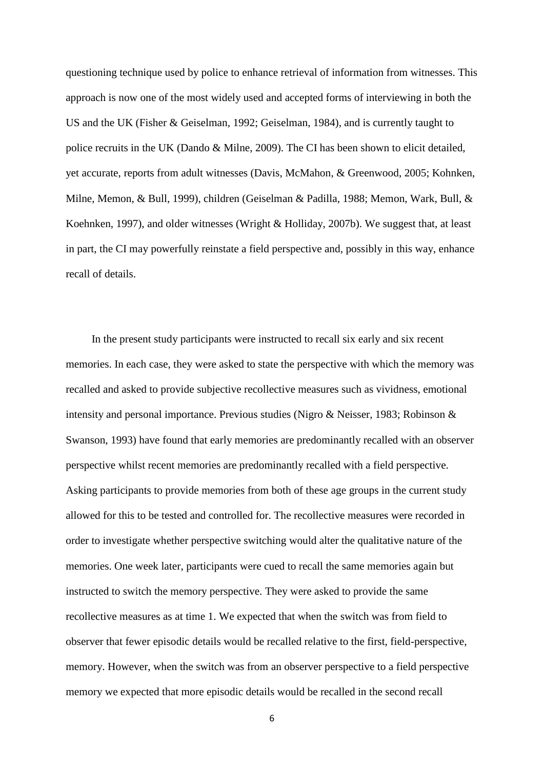questioning technique used by police to enhance retrieval of information from witnesses. This approach is now one of the most widely used and accepted forms of interviewing in both the US and the UK (Fisher & Geiselman, 1992; Geiselman, 1984), and is currently taught to police recruits in the UK (Dando & Milne, 2009). The CI has been shown to elicit detailed, yet accurate, reports from adult witnesses (Davis, McMahon, & Greenwood, 2005; Kohnken, Milne, Memon, & Bull, 1999), children (Geiselman & Padilla, 1988; Memon, Wark, Bull, & Koehnken, 1997), and older witnesses (Wright & Holliday, 2007b). We suggest that, at least in part, the CI may powerfully reinstate a field perspective and, possibly in this way, enhance recall of details.

In the present study participants were instructed to recall six early and six recent memories. In each case, they were asked to state the perspective with which the memory was recalled and asked to provide subjective recollective measures such as vividness, emotional intensity and personal importance. Previous studies (Nigro & Neisser, 1983; Robinson & Swanson, 1993) have found that early memories are predominantly recalled with an observer perspective whilst recent memories are predominantly recalled with a field perspective. Asking participants to provide memories from both of these age groups in the current study allowed for this to be tested and controlled for. The recollective measures were recorded in order to investigate whether perspective switching would alter the qualitative nature of the memories. One week later, participants were cued to recall the same memories again but instructed to switch the memory perspective. They were asked to provide the same recollective measures as at time 1. We expected that when the switch was from field to observer that fewer episodic details would be recalled relative to the first, field-perspective, memory. However, when the switch was from an observer perspective to a field perspective memory we expected that more episodic details would be recalled in the second recall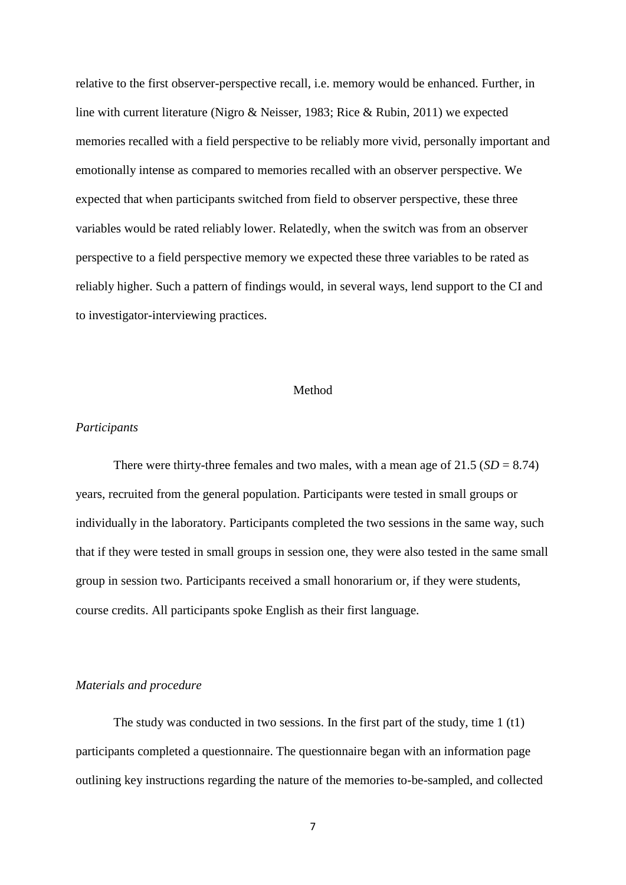relative to the first observer-perspective recall, i.e. memory would be enhanced. Further, in line with current literature (Nigro & Neisser, 1983; Rice & Rubin, 2011) we expected memories recalled with a field perspective to be reliably more vivid, personally important and emotionally intense as compared to memories recalled with an observer perspective. We expected that when participants switched from field to observer perspective, these three variables would be rated reliably lower. Relatedly, when the switch was from an observer perspective to a field perspective memory we expected these three variables to be rated as reliably higher. Such a pattern of findings would, in several ways, lend support to the CI and to investigator-interviewing practices.

# Method

## *Participants*

There were thirty-three females and two males, with a mean age of 21.5 (*SD* = 8.74) years, recruited from the general population. Participants were tested in small groups or individually in the laboratory. Participants completed the two sessions in the same way, such that if they were tested in small groups in session one, they were also tested in the same small group in session two. Participants received a small honorarium or, if they were students, course credits. All participants spoke English as their first language.

## *Materials and procedure*

The study was conducted in two sessions. In the first part of the study, time 1 (t1) participants completed a questionnaire. The questionnaire began with an information page outlining key instructions regarding the nature of the memories to-be-sampled, and collected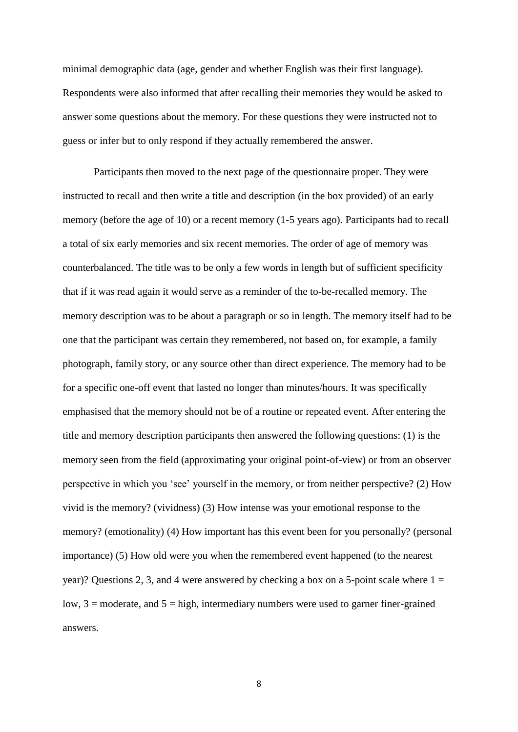minimal demographic data (age, gender and whether English was their first language). Respondents were also informed that after recalling their memories they would be asked to answer some questions about the memory. For these questions they were instructed not to guess or infer but to only respond if they actually remembered the answer.

Participants then moved to the next page of the questionnaire proper. They were instructed to recall and then write a title and description (in the box provided) of an early memory (before the age of 10) or a recent memory (1-5 years ago). Participants had to recall a total of six early memories and six recent memories. The order of age of memory was counterbalanced. The title was to be only a few words in length but of sufficient specificity that if it was read again it would serve as a reminder of the to-be-recalled memory. The memory description was to be about a paragraph or so in length. The memory itself had to be one that the participant was certain they remembered, not based on, for example, a family photograph, family story, or any source other than direct experience. The memory had to be for a specific one-off event that lasted no longer than minutes/hours. It was specifically emphasised that the memory should not be of a routine or repeated event. After entering the title and memory description participants then answered the following questions: (1) is the memory seen from the field (approximating your original point-of-view) or from an observer perspective in which you 'see' yourself in the memory, or from neither perspective? (2) How vivid is the memory? (vividness) (3) How intense was your emotional response to the memory? (emotionality) (4) How important has this event been for you personally? (personal importance) (5) How old were you when the remembered event happened (to the nearest year)? Questions 2, 3, and 4 were answered by checking a box on a 5-point scale where 1 = low, 3 = moderate, and 5 = high, intermediary numbers were used to garner finer-grained answers.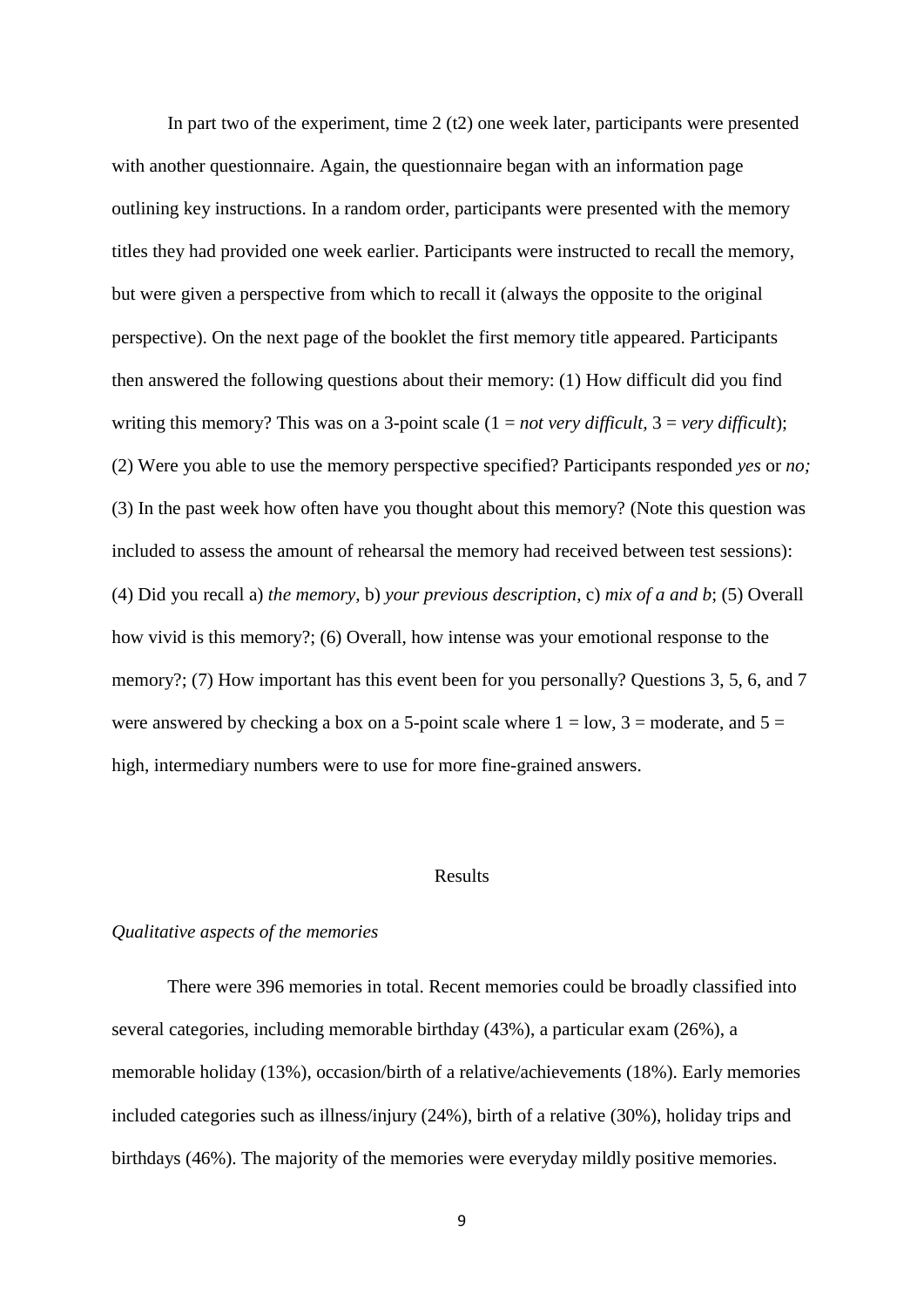In part two of the experiment, time 2 (t2) one week later, participants were presented with another questionnaire. Again, the questionnaire began with an information page outlining key instructions. In a random order, participants were presented with the memory titles they had provided one week earlier. Participants were instructed to recall the memory, but were given a perspective from which to recall it (always the opposite to the original perspective). On the next page of the booklet the first memory title appeared. Participants then answered the following questions about their memory: (1) How difficult did you find writing this memory? This was on a 3-point scale (1 = *not very difficult*, 3 = *very difficult*); (2) Were you able to use the memory perspective specified? Participants responded *yes* or *no;* (3) In the past week how often have you thought about this memory? (Note this question was included to assess the amount of rehearsal the memory had received between test sessions): (4) Did you recall a) *the memory*, b) *your previous description*, c) *mix of a and b*; (5) Overall how vivid is this memory?; (6) Overall, how intense was your emotional response to the memory?; (7) How important has this event been for you personally? Questions 3, 5, 6, and 7 were answered by checking a box on a 5-point scale where 1 = low, 3 = moderate, and 5 = high, intermediary numbers were to use for more fine-grained answers.

## Results

### *Qualitative aspects of the memories*

There were 396 memories in total. Recent memories could be broadly classified into several categories, including memorable birthday (43%), a particular exam (26%), a memorable holiday (13%), occasion/birth of a relative/achievements (18%). Early memories included categories such as illness/injury (24%), birth of a relative (30%), holiday trips and birthdays (46%). The majority of the memories were everyday mildly positive memories.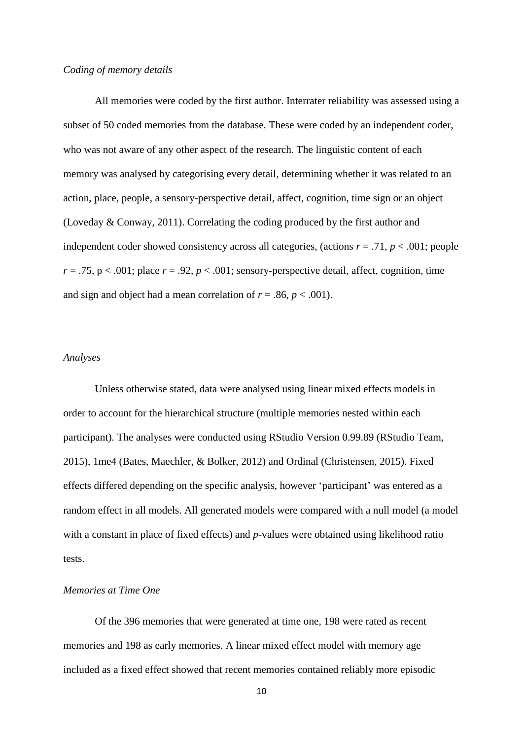*Coding of memory details*

All memories were coded by the first author. Interrater reliability was assessed using a subset of 50 coded memories from the database. These were coded by an independent coder, who was not aware of any other aspect of the research. The linguistic content of each memory was analysed by categorising every detail, determining whether it was related to an action, place, people, a sensory-perspective detail, affect, cognition, time sign or an object (Loveday & Conway, 2011). Correlating the coding produced by the first author and independent coder showed consistency across all categories, (actions $r = .71$, $p < .001$; people $r = .75$, $p < .001$; place $r = .92$, $p < .001$; sensory-perspective detail, affect, cognition, time and sign and object had a mean correlation of $r = .86$, $p < .001$).

*Analyses*

Unless otherwise stated, data were analysed using linear mixed effects models in order to account for the hierarchical structure (multiple memories nested within each participant). The analyses were conducted using RStudio Version 0.99.89 (RStudio Team, 2015), 1me4 (Bates, Maechler, & Bolker, 2012) and Ordinal (Christensen, 2015). Fixed effects differed depending on the specific analysis, however 'participant' was entered as a random effect in all models. All generated models were compared with a null model (a model with a constant in place of fixed effects) and *p*-values were obtained using likelihood ratio tests.

*Memories at Time One*

Of the 396 memories that were generated at time one, 198 were rated as recent memories and 198 as early memories. A linear mixed effect model with memory age included as a fixed effect showed that recent memories contained reliably more episodic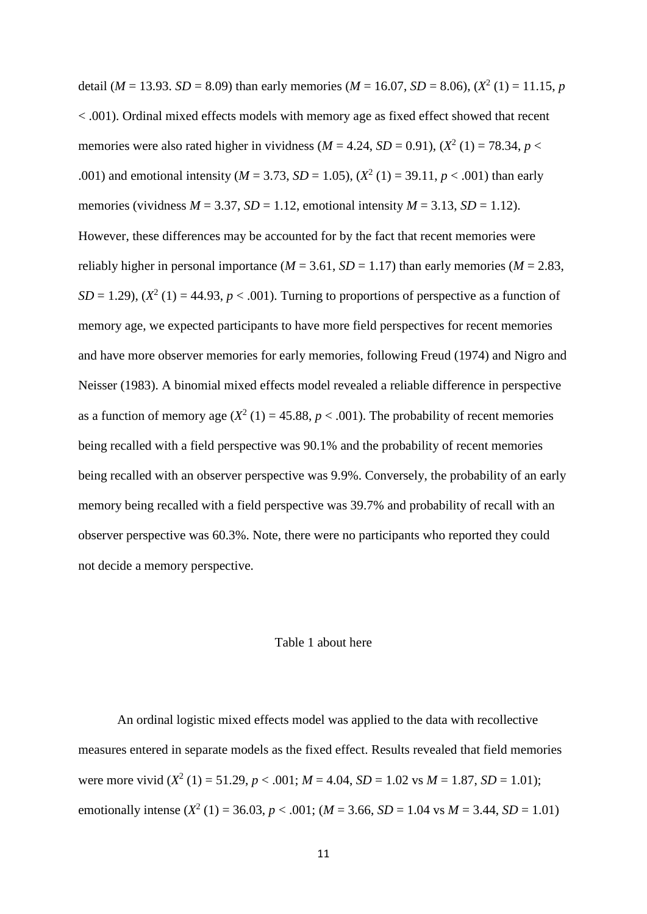detail (*M* = 13.93. *SD* = 8.09) than early memories (*M* = 16.07, *SD* = 8.06), ($X^2$ (1) = 11.15, $p < .001$). Ordinal mixed effects models with memory age as fixed effect showed that recent memories were also rated higher in vividness (*M* = 4.24, *SD* = 0.91), ($X^2$ (1) = 78.34, $p < .001$) and emotional intensity (*M* = 3.73, *SD* = 1.05), ($X^2$ (1) = 39.11, $p < .001$) than early memories (vividness *M* = 3.37, *SD* = 1.12, emotional intensity *M* = 3.13, *SD* = 1.12). However, these differences may be accounted for by the fact that recent memories were reliably higher in personal importance (*M* = 3.61, *SD* = 1.17) than early memories (*M* = 2.83, *SD* = 1.29), ($X^2$ (1) = 44.93, $p < .001$). Turning to proportions of perspective as a function of memory age, we expected participants to have more field perspectives for recent memories and have more observer memories for early memories, following Freud (1974) and Nigro and Neisser (1983). A binomial mixed effects model revealed a reliable difference in perspective as a function of memory age ($X^2$ (1) = 45.88, $p < .001$). The probability of recent memories being recalled with a field perspective was 90.1% and the probability of recent memories being recalled with an observer perspective was 9.9%. Conversely, the probability of an early memory being recalled with a field perspective was 39.7% and probability of recall with an observer perspective was 60.3%. Note, there were no participants who reported they could not decide a memory perspective.

Table 1 about here

An ordinal logistic mixed effects model was applied to the data with recollective measures entered in separate models as the fixed effect. Results revealed that field memories were more vivid ($X^2$ (1) = 51.29, $p < .001$; *M* = 4.04, *SD* = 1.02 vs *M* = 1.87, *SD* = 1.01); emotionally intense ($X^2$ (1) = 36.03, $p < .001$; (*M* = 3.66, *SD* = 1.04 vs *M* = 3.44, *SD* = 1.01)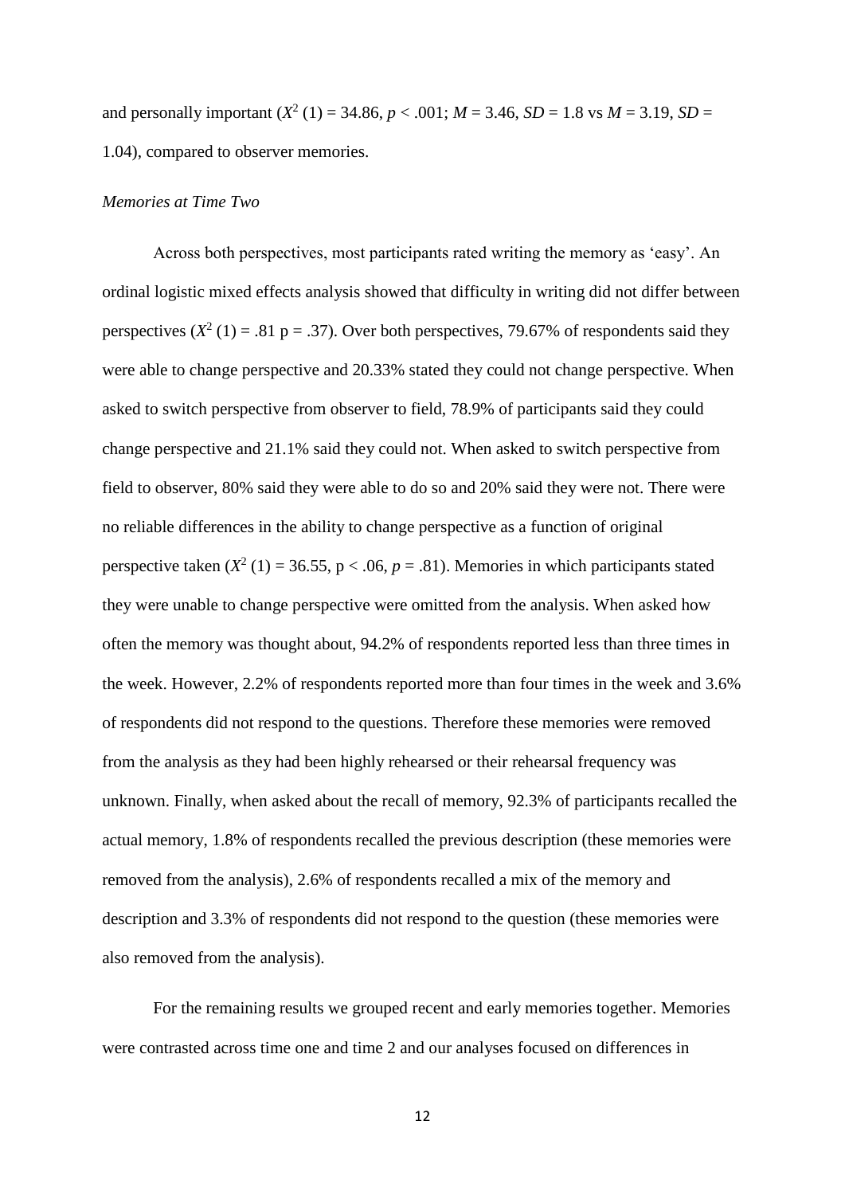and personally important ($X^2$ (1) = 34.86, $p$ < .001; $M$ = 3.46, $SD$ = 1.8 vs $M$ = 3.19, $SD$ = 1.04), compared to observer memories.

*Memories at Time Two*

Across both perspectives, most participants rated writing the memory as 'easy'. An ordinal logistic mixed effects analysis showed that difficulty in writing did not differ between perspectives ($X^2$ (1) = .81 p = .37). Over both perspectives, 79.67% of respondents said they were able to change perspective and 20.33% stated they could not change perspective. When asked to switch perspective from observer to field, 78.9% of participants said they could change perspective and 21.1% said they could not. When asked to switch perspective from field to observer, 80% said they were able to do so and 20% said they were not. There were no reliable differences in the ability to change perspective as a function of original perspective taken ($X^2$ (1) = 36.55, p < .06, $p$ = .81). Memories in which participants stated they were unable to change perspective were omitted from the analysis. When asked how often the memory was thought about, 94.2% of respondents reported less than three times in the week. However, 2.2% of respondents reported more than four times in the week and 3.6% of respondents did not respond to the questions. Therefore these memories were removed from the analysis as they had been highly rehearsed or their rehearsal frequency was unknown. Finally, when asked about the recall of memory, 92.3% of participants recalled the actual memory, 1.8% of respondents recalled the previous description (these memories were removed from the analysis), 2.6% of respondents recalled a mix of the memory and description and 3.3% of respondents did not respond to the question (these memories were also removed from the analysis).

For the remaining results we grouped recent and early memories together. Memories were contrasted across time one and time 2 and our analyses focused on differences in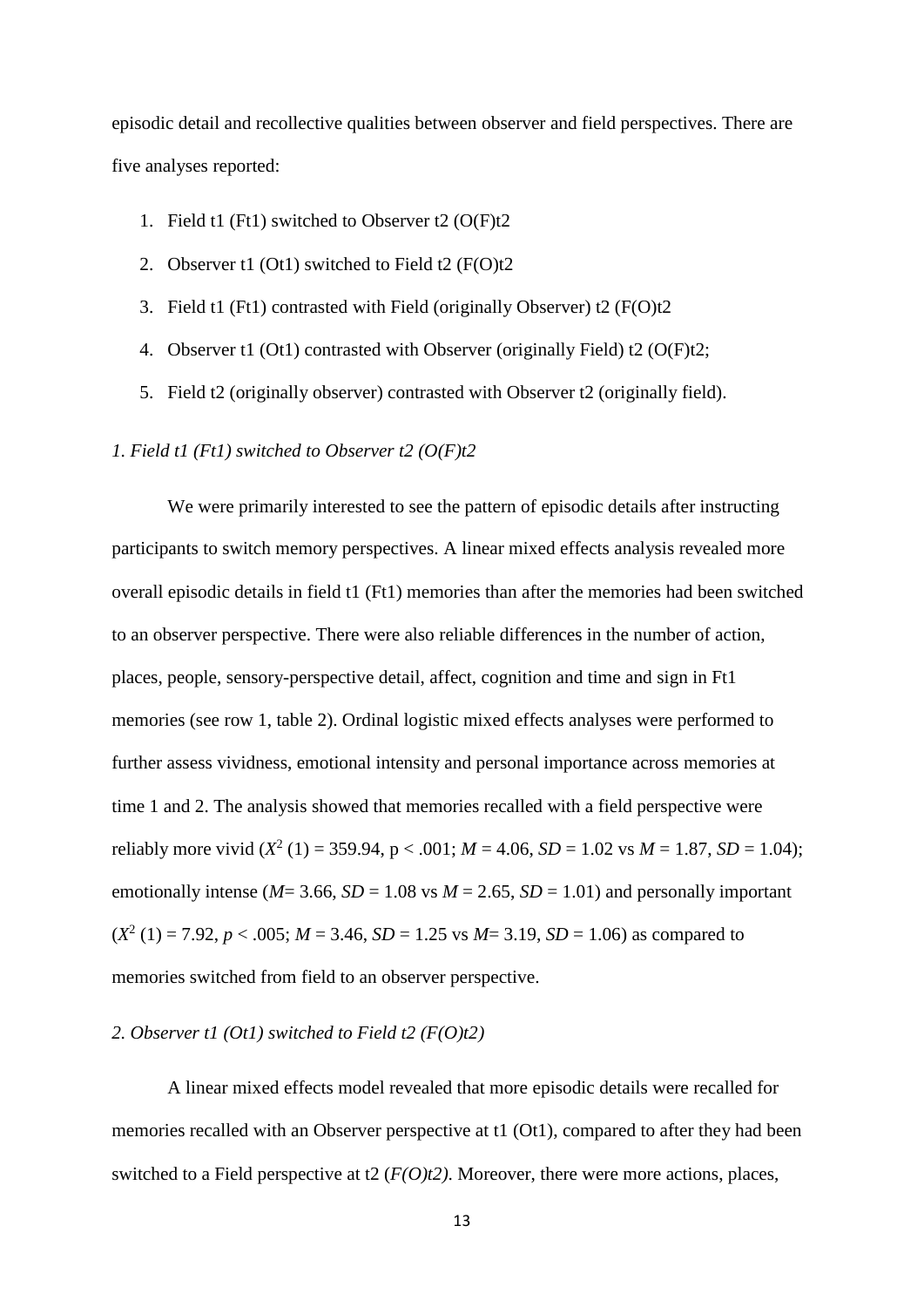episodic detail and recollective qualities between observer and field perspectives. There are five analyses reported:

1. Field t1 (Ft1) switched to Observer t2 (O(F)t2
2. Observer t1 (Ot1) switched to Field t2 (F(O)t2
3. Field t1 (Ft1) contrasted with Field (originally Observer) t2 (F(O)t2
4. Observer t1 (Ot1) contrasted with Observer (originally Field) t2 (O(F)t2;
5. Field t2 (originally observer) contrasted with Observer t2 (originally field).

*1. Field t1 (Ft1) switched to Observer t2 (O(F)t2*

We were primarily interested to see the pattern of episodic details after instructing participants to switch memory perspectives. A linear mixed effects analysis revealed more overall episodic details in field t1 (Ft1) memories than after the memories had been switched to an observer perspective. There were also reliable differences in the number of action, places, people, sensory-perspective detail, affect, cognition and time and sign in Ft1 memories (see row 1, table 2). Ordinal logistic mixed effects analyses were performed to further assess vividness, emotional intensity and personal importance across memories at time 1 and 2. The analysis showed that memories recalled with a field perspective were reliably more vivid ($X^2$ (1) = 359.94, p < .001; *M* = 4.06, *SD* = 1.02 vs *M* = 1.87, *SD* = 1.04); emotionally intense (*M*= 3.66, *SD* = 1.08 vs *M* = 2.65, *SD* = 1.01) and personally important ($X^2$ (1) = 7.92, *p* < .005; *M* = 3.46, *SD* = 1.25 vs *M*= 3.19, *SD* = 1.06) as compared to memories switched from field to an observer perspective.

*2. Observer t1 (Ot1) switched to Field t2 (F(O)t2)*

A linear mixed effects model revealed that more episodic details were recalled for memories recalled with an Observer perspective at t1 (Ot1), compared to after they had been switched to a Field perspective at t2 (*F(O)t2)*. Moreover, there were more actions, places,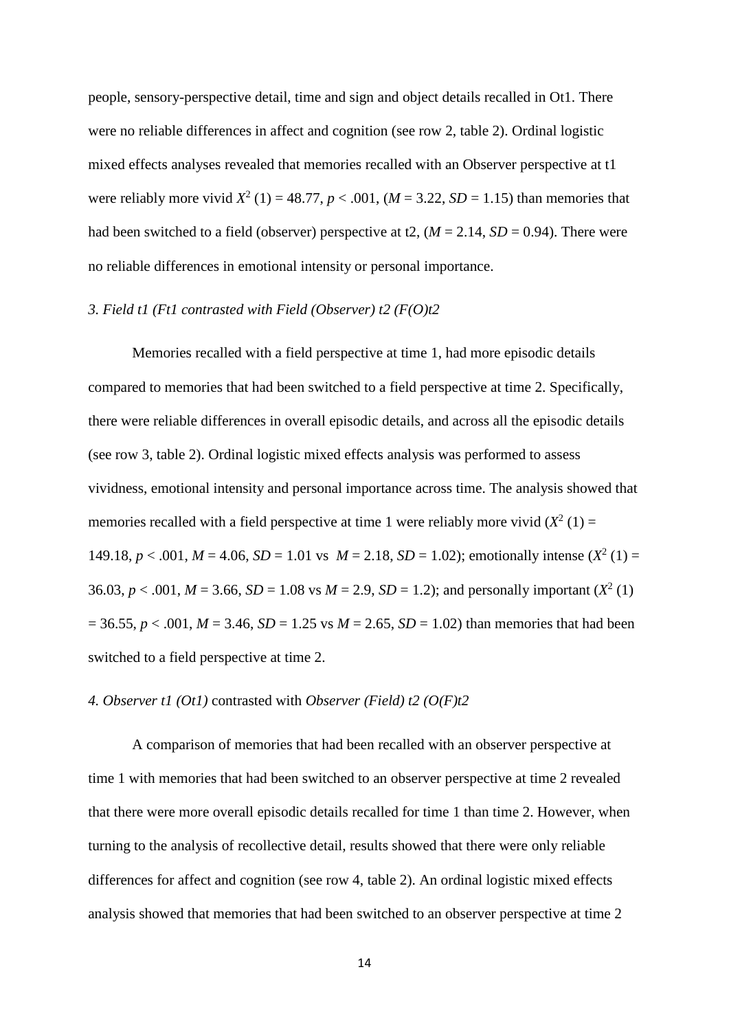people, sensory-perspective detail, time and sign and object details recalled in Ot1. There were no reliable differences in affect and cognition (see row 2, table 2). Ordinal logistic mixed effects analyses revealed that memories recalled with an Observer perspective at t1 were reliably more vivid $X^2$ (1) = 48.77, $p < .001$, ($M = 3.22$, $SD = 1.15$) than memories that had been switched to a field (observer) perspective at t2, ($M = 2.14$, $SD = 0.94$). There were no reliable differences in emotional intensity or personal importance.

*3. Field t1 (Ft1 contrasted with Field (Observer) t2 (F(O)t2*

Memories recalled with a field perspective at time 1, had more episodic details compared to memories that had been switched to a field perspective at time 2. Specifically, there were reliable differences in overall episodic details, and across all the episodic details (see row 3, table 2). Ordinal logistic mixed effects analysis was performed to assess vividness, emotional intensity and personal importance across time. The analysis showed that memories recalled with a field perspective at time 1 were reliably more vivid ($X^2$ (1) = 149.18, $p < .001$, $M = 4.06$, $SD = 1.01$ vs $M = 2.18$, $SD = 1.02$); emotionally intense ($X^2$ (1) = 36.03, $p < .001$, $M = 3.66$, $SD = 1.08$ vs $M = 2.9$, $SD = 1.2$); and personally important ($X^2$ (1) = 36.55, $p < .001$, $M = 3.46$, $SD = 1.25$ vs $M = 2.65$, $SD = 1.02$) than memories that had been switched to a field perspective at time 2.

*4. Observer t1 (Ot1)* contrasted with *Observer (Field) t2 (O(F)t2*

A comparison of memories that had been recalled with an observer perspective at time 1 with memories that had been switched to an observer perspective at time 2 revealed that there were more overall episodic details recalled for time 1 than time 2. However, when turning to the analysis of recollective detail, results showed that there were only reliable differences for affect and cognition (see row 4, table 2). An ordinal logistic mixed effects analysis showed that memories that had been switched to an observer perspective at time 2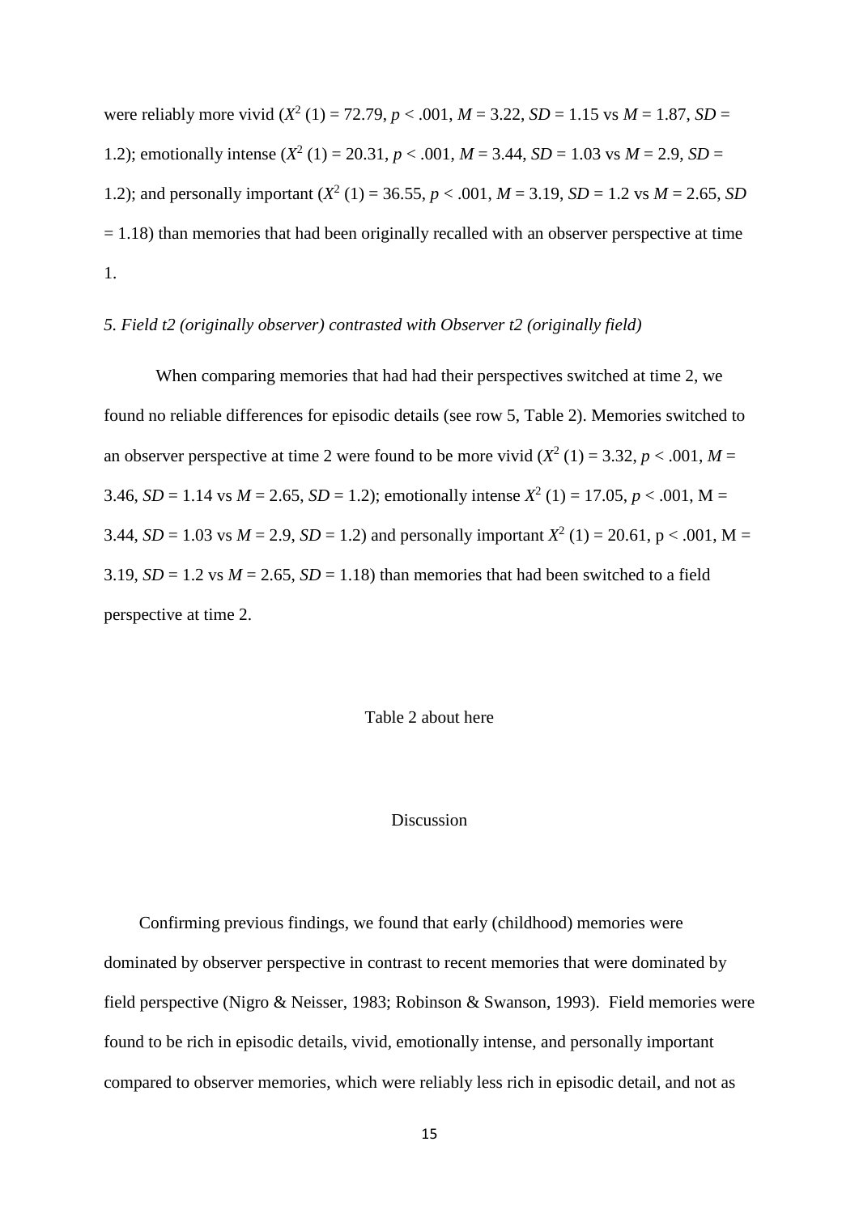were reliably more vivid ($X^2$ (1) = 72.79, $p$ < .001, $M$ = 3.22, $SD$ = 1.15 vs $M$ = 1.87, $SD$ = 1.2); emotionally intense ($X^2$ (1) = 20.31, $p$ < .001, $M$ = 3.44, $SD$ = 1.03 vs $M$ = 2.9, $SD$ = 1.2); and personally important ($X^2$ (1) = 36.55, $p$ < .001, $M$ = 3.19, $SD$ = 1.2 vs $M$ = 2.65, $SD$ = 1.18) than memories that had been originally recalled with an observer perspective at time 1.

*5. Field t2 (originally observer) contrasted with Observer t2 (originally field)*

When comparing memories that had had their perspectives switched at time 2, we found no reliable differences for episodic details (see row 5, Table 2). Memories switched to an observer perspective at time 2 were found to be more vivid ($X^2$ (1) = 3.32, $p$ < .001, $M$ = 3.46, $SD$ = 1.14 vs $M$ = 2.65, $SD$ = 1.2); emotionally intense $X^2$ (1) = 17.05, $p$ < .001, M = 3.44, $SD$ = 1.03 vs $M$ = 2.9, $SD$ = 1.2) and personally important $X^2$ (1) = 20.61, p < .001, M = 3.19, $SD$ = 1.2 vs $M$ = 2.65, $SD$ = 1.18) than memories that had been switched to a field perspective at time 2.

Table 2 about here

# Discussion

Confirming previous findings, we found that early (childhood) memories were dominated by observer perspective in contrast to recent memories that were dominated by field perspective (Nigro & Neisser, 1983; Robinson & Swanson, 1993). Field memories were found to be rich in episodic details, vivid, emotionally intense, and personally important compared to observer memories, which were reliably less rich in episodic detail, and not as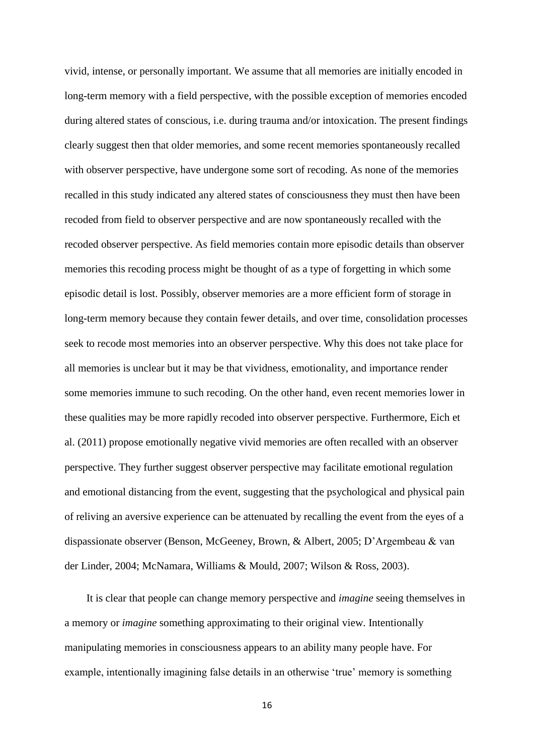vivid, intense, or personally important. We assume that all memories are initially encoded in long-term memory with a field perspective, with the possible exception of memories encoded during altered states of conscious, i.e. during trauma and/or intoxication. The present findings clearly suggest then that older memories, and some recent memories spontaneously recalled with observer perspective, have undergone some sort of recoding. As none of the memories recalled in this study indicated any altered states of consciousness they must then have been recoded from field to observer perspective and are now spontaneously recalled with the recoded observer perspective. As field memories contain more episodic details than observer memories this recoding process might be thought of as a type of forgetting in which some episodic detail is lost. Possibly, observer memories are a more efficient form of storage in long-term memory because they contain fewer details, and over time, consolidation processes seek to recode most memories into an observer perspective. Why this does not take place for all memories is unclear but it may be that vividness, emotionality, and importance render some memories immune to such recoding. On the other hand, even recent memories lower in these qualities may be more rapidly recoded into observer perspective. Furthermore, Eich et al. (2011) propose emotionally negative vivid memories are often recalled with an observer perspective. They further suggest observer perspective may facilitate emotional regulation and emotional distancing from the event, suggesting that the psychological and physical pain of reliving an aversive experience can be attenuated by recalling the event from the eyes of a dispassionate observer (Benson, McGeeney, Brown, & Albert, 2005; D'Argembeau & van der Linder, 2004; McNamara, Williams & Mould, 2007; Wilson & Ross, 2003).

It is clear that people can change memory perspective and *imagine* seeing themselves in a memory or *imagine* something approximating to their original view. Intentionally manipulating memories in consciousness appears to an ability many people have. For example, intentionally imagining false details in an otherwise 'true' memory is something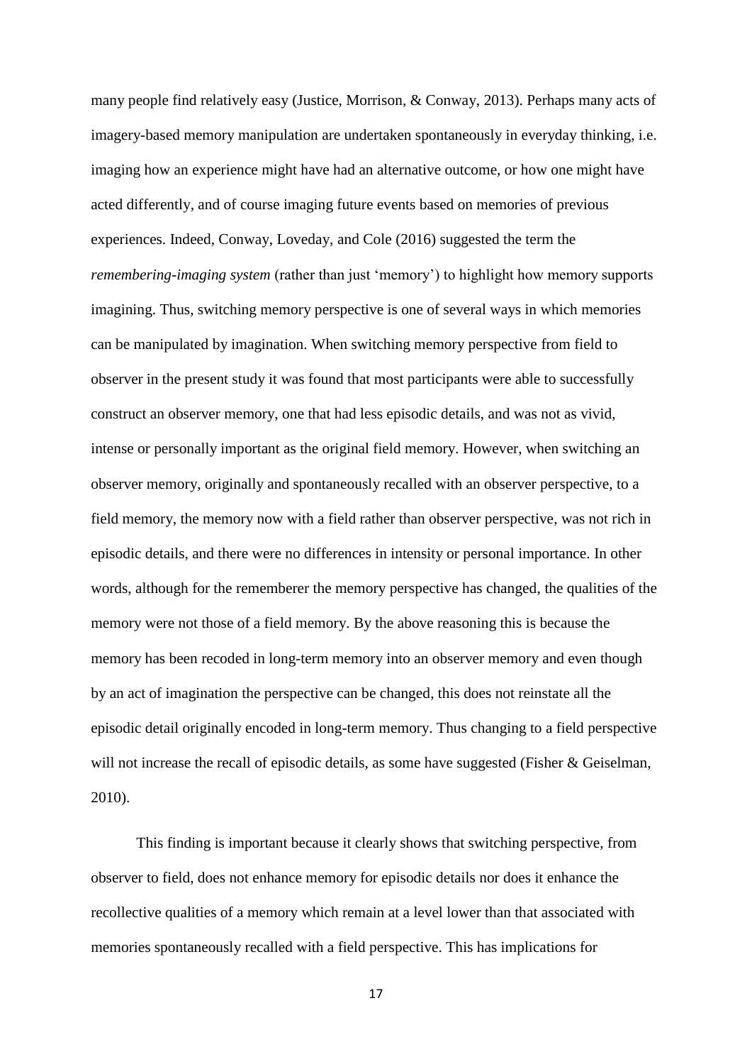many people find relatively easy (Justice, Morrison, & Conway, 2013). Perhaps many acts of imagery-based memory manipulation are undertaken spontaneously in everyday thinking, i.e. imaging how an experience might have had an alternative outcome, or how one might have acted differently, and of course imaging future events based on memories of previous experiences. Indeed, Conway, Loveday, and Cole (2016) suggested the term the *remembering-imaging system* (rather than just 'memory') to highlight how memory supports imagining. Thus, switching memory perspective is one of several ways in which memories can be manipulated by imagination. When switching memory perspective from field to observer in the present study it was found that most participants were able to successfully construct an observer memory, one that had less episodic details, and was not as vivid, intense or personally important as the original field memory. However, when switching an observer memory, originally and spontaneously recalled with an observer perspective, to a field memory, the memory now with a field rather than observer perspective, was not rich in episodic details, and there were no differences in intensity or personal importance. In other words, although for the rememberer the memory perspective has changed, the qualities of the memory were not those of a field memory. By the above reasoning this is because the memory has been recoded in long-term memory into an observer memory and even though by an act of imagination the perspective can be changed, this does not reinstate all the episodic detail originally encoded in long-term memory. Thus changing to a field perspective will not increase the recall of episodic details, as some have suggested (Fisher & Geiselman, 2010).

This finding is important because it clearly shows that switching perspective, from observer to field, does not enhance memory for episodic details nor does it enhance the recollective qualities of a memory which remain at a level lower than that associated with memories spontaneously recalled with a field perspective. This has implications for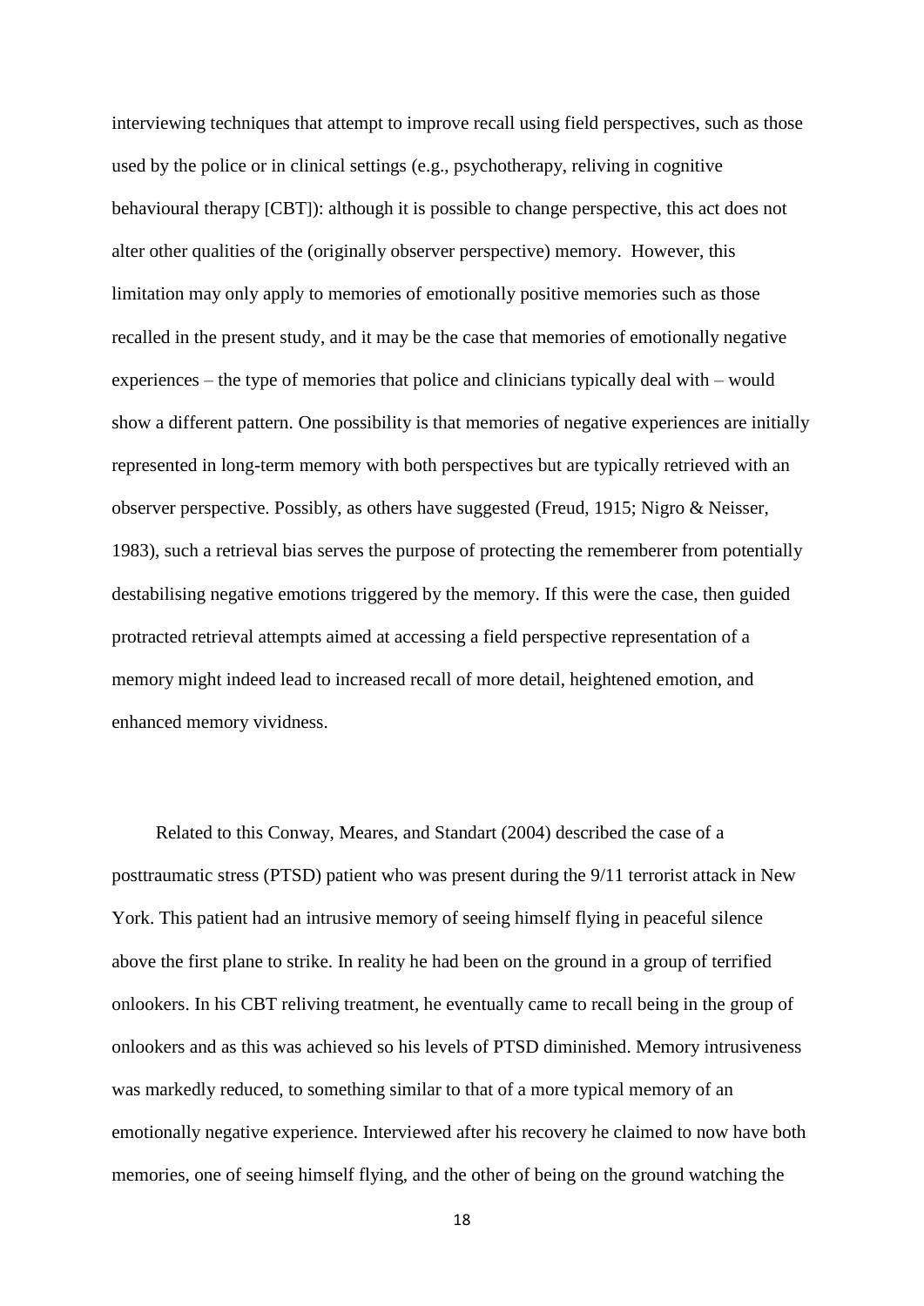interviewing techniques that attempt to improve recall using field perspectives, such as those used by the police or in clinical settings (e.g., psychotherapy, reliving in cognitive behavioural therapy [CBT]): although it is possible to change perspective, this act does not alter other qualities of the (originally observer perspective) memory. However, this limitation may only apply to memories of emotionally positive memories such as those recalled in the present study, and it may be the case that memories of emotionally negative experiences – the type of memories that police and clinicians typically deal with – would show a different pattern. One possibility is that memories of negative experiences are initially represented in long-term memory with both perspectives but are typically retrieved with an observer perspective. Possibly, as others have suggested (Freud, 1915; Nigro & Neisser, 1983), such a retrieval bias serves the purpose of protecting the rememberer from potentially destabilising negative emotions triggered by the memory. If this were the case, then guided protracted retrieval attempts aimed at accessing a field perspective representation of a memory might indeed lead to increased recall of more detail, heightened emotion, and enhanced memory vividness.

Related to this Conway, Meares, and Standart (2004) described the case of a posttraumatic stress (PTSD) patient who was present during the 9/11 terrorist attack in New York. This patient had an intrusive memory of seeing himself flying in peaceful silence above the first plane to strike. In reality he had been on the ground in a group of terrified onlookers. In his CBT reliving treatment, he eventually came to recall being in the group of onlookers and as this was achieved so his levels of PTSD diminished. Memory intrusiveness was markedly reduced, to something similar to that of a more typical memory of an emotionally negative experience. Interviewed after his recovery he claimed to now have both memories, one of seeing himself flying, and the other of being on the ground watching the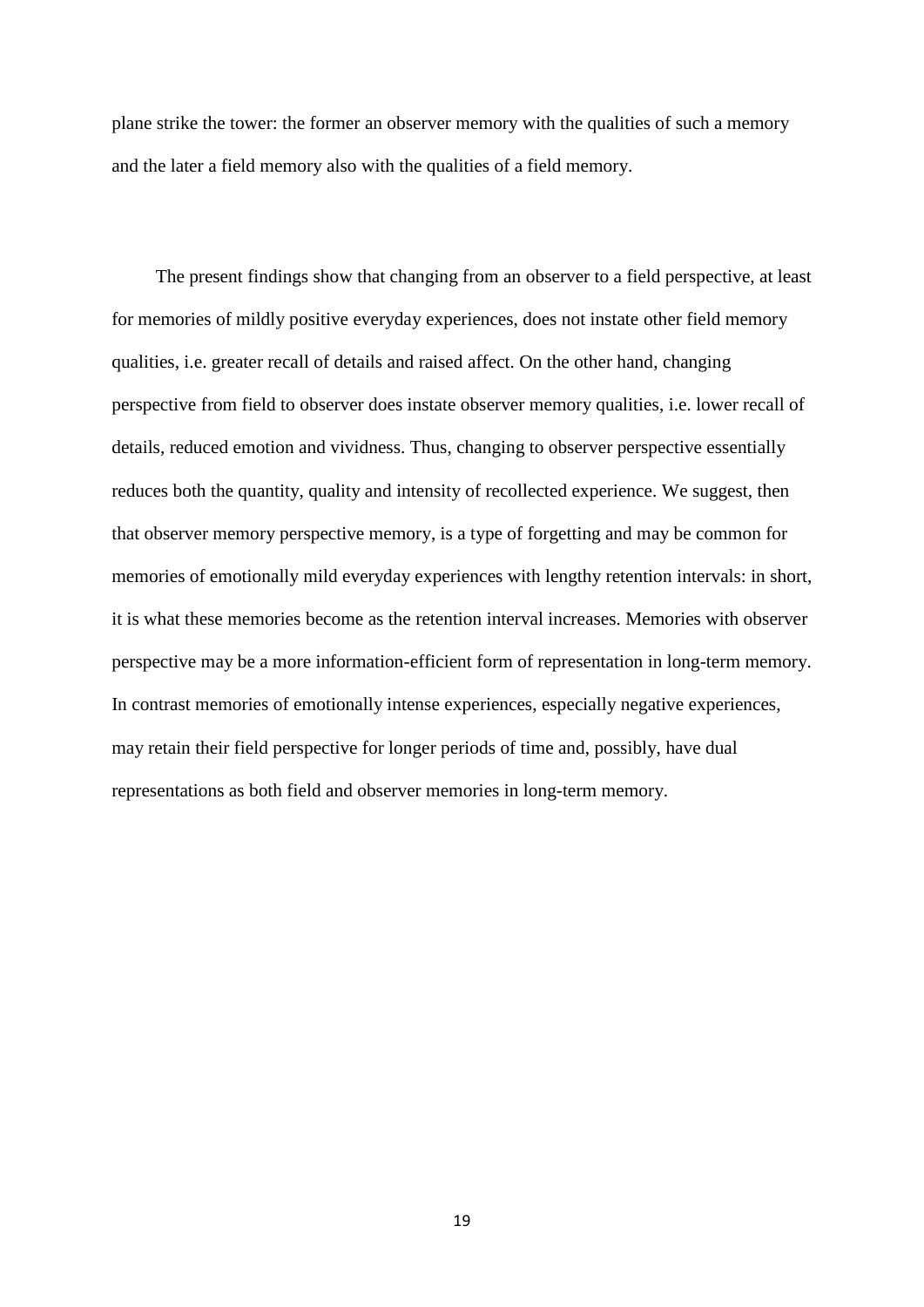plane strike the tower: the former an observer memory with the qualities of such a memory and the later a field memory also with the qualities of a field memory.

The present findings show that changing from an observer to a field perspective, at least for memories of mildly positive everyday experiences, does not instate other field memory qualities, i.e. greater recall of details and raised affect. On the other hand, changing perspective from field to observer does instate observer memory qualities, i.e. lower recall of details, reduced emotion and vividness. Thus, changing to observer perspective essentially reduces both the quantity, quality and intensity of recollected experience. We suggest, then that observer memory perspective memory, is a type of forgetting and may be common for memories of emotionally mild everyday experiences with lengthy retention intervals: in short, it is what these memories become as the retention interval increases. Memories with observer perspective may be a more information-efficient form of representation in long-term memory. In contrast memories of emotionally intense experiences, especially negative experiences, may retain their field perspective for longer periods of time and, possibly, have dual representations as both field and observer memories in long-term memory.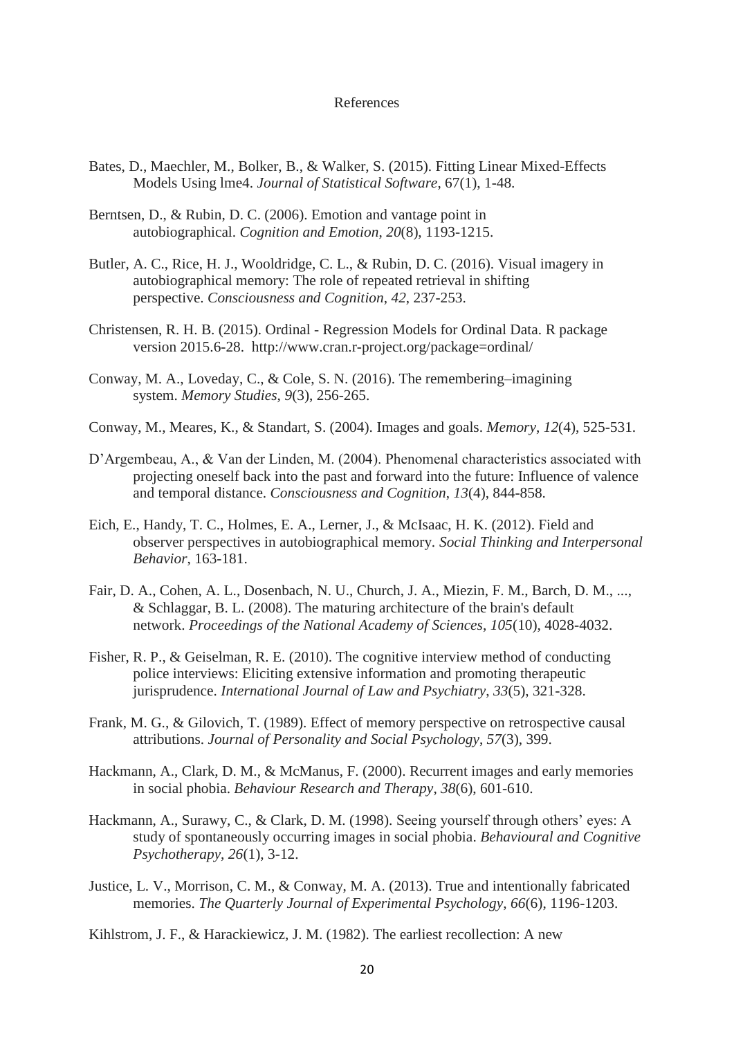# References

Bates, D., Maechler, M., Bolker, B., & Walker, S. (2015). Fitting Linear Mixed-Effects Models Using lme4. *Journal of Statistical Software*, 67(1), 1-48.

Berntsen, D., & Rubin, D. C. (2006). Emotion and vantage point in autobiographical. *Cognition and Emotion*, *20*(8), 1193-1215.

Butler, A. C., Rice, H. J., Wooldridge, C. L., & Rubin, D. C. (2016). Visual imagery in autobiographical memory: The role of repeated retrieval in shifting perspective. *Consciousness and Cognition*, *42*, 237-253.

Christensen, R. H. B. (2015). Ordinal - Regression Models for Ordinal Data. R package version 2015.6-28. http://www.cran.r-project.org/package=ordinal/

Conway, M. A., Loveday, C., & Cole, S. N. (2016). The remembering–imagining system. *Memory Studies*, *9*(3), 256-265.

Conway, M., Meares, K., & Standart, S. (2004). Images and goals. *Memory*, *12*(4), 525-531.

D'Argembeau, A., & Van der Linden, M. (2004). Phenomenal characteristics associated with projecting oneself back into the past and forward into the future: Influence of valence and temporal distance. *Consciousness and Cognition*, *13*(4), 844-858.

Eich, E., Handy, T. C., Holmes, E. A., Lerner, J., & McIsaac, H. K. (2012). Field and observer perspectives in autobiographical memory. *Social Thinking and Interpersonal Behavior*, 163-181.

Fair, D. A., Cohen, A. L., Dosenbach, N. U., Church, J. A., Miezin, F. M., Barch, D. M., ..., & Schlaggar, B. L. (2008). The maturing architecture of the brain's default network. *Proceedings of the National Academy of Sciences*, *105*(10), 4028-4032.

Fisher, R. P., & Geiselman, R. E. (2010). The cognitive interview method of conducting police interviews: Eliciting extensive information and promoting therapeutic jurisprudence. *International Journal of Law and Psychiatry*, *33*(5), 321-328.

Frank, M. G., & Gilovich, T. (1989). Effect of memory perspective on retrospective causal attributions. *Journal of Personality and Social Psychology*, *57*(3), 399.

Hackmann, A., Clark, D. M., & McManus, F. (2000). Recurrent images and early memories in social phobia. *Behaviour Research and Therapy*, *38*(6), 601-610.

Hackmann, A., Surawy, C., & Clark, D. M. (1998). Seeing yourself through others' eyes: A study of spontaneously occurring images in social phobia. *Behavioural and Cognitive Psychotherapy*, *26*(1), 3-12.

Justice, L. V., Morrison, C. M., & Conway, M. A. (2013). True and intentionally fabricated memories. *The Quarterly Journal of Experimental Psychology*, *66*(6), 1196-1203.

Kihlstrom, J. F., & Harackiewicz, J. M. (1982). The earliest recollection: A new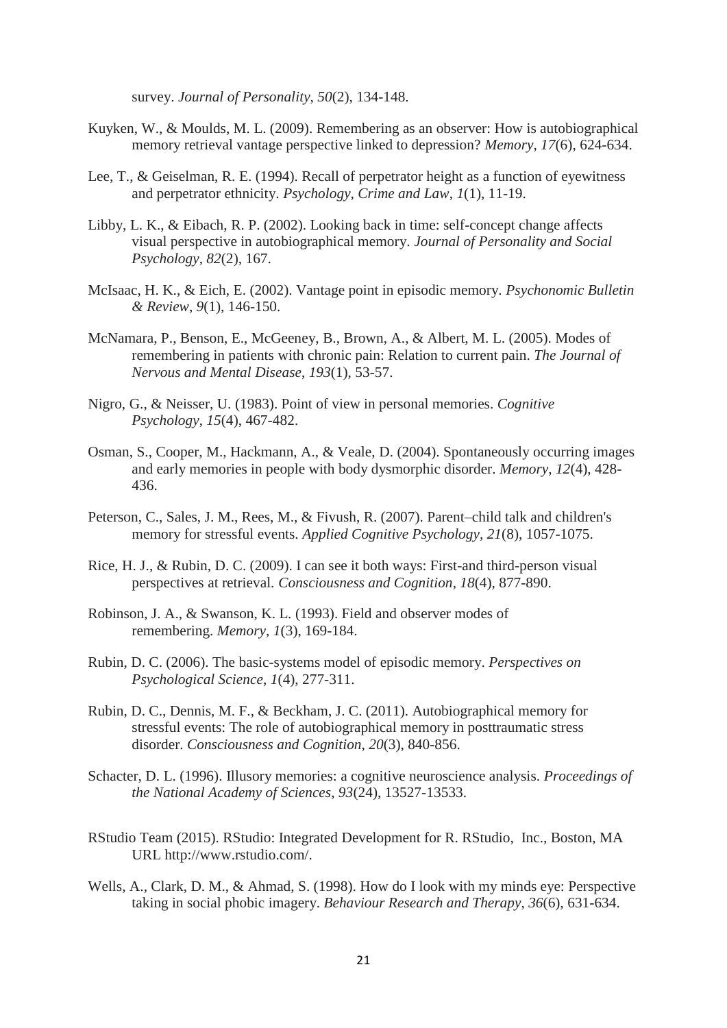survey. *Journal of Personality*, *50*(2), 134-148.

Kuyken, W., & Moulds, M. L. (2009). Remembering as an observer: How is autobiographical memory retrieval vantage perspective linked to depression? *Memory*, *17*(6), 624-634.

Lee, T., & Geiselman, R. E. (1994). Recall of perpetrator height as a function of eyewitness and perpetrator ethnicity. *Psychology, Crime and Law*, *1*(1), 11-19.

Libby, L. K., & Eibach, R. P. (2002). Looking back in time: self-concept change affects visual perspective in autobiographical memory. *Journal of Personality and Social Psychology*, *82*(2), 167.

McIsaac, H. K., & Eich, E. (2002). Vantage point in episodic memory. *Psychonomic Bulletin & Review*, *9*(1), 146-150.

McNamara, P., Benson, E., McGeeney, B., Brown, A., & Albert, M. L. (2005). Modes of remembering in patients with chronic pain: Relation to current pain. *The Journal of Nervous and Mental Disease*, *193*(1), 53-57.

Nigro, G., & Neisser, U. (1983). Point of view in personal memories. *Cognitive Psychology*, *15*(4), 467-482.

Osman, S., Cooper, M., Hackmann, A., & Veale, D. (2004). Spontaneously occurring images and early memories in people with body dysmorphic disorder. *Memory*, *12*(4), 428-436.

Peterson, C., Sales, J. M., Rees, M., & Fivush, R. (2007). Parent–child talk and children's memory for stressful events. *Applied Cognitive Psychology*, *21*(8), 1057-1075.

Rice, H. J., & Rubin, D. C. (2009). I can see it both ways: First-and third-person visual perspectives at retrieval. *Consciousness and Cognition*, *18*(4), 877-890.

Robinson, J. A., & Swanson, K. L. (1993). Field and observer modes of remembering. *Memory*, *1*(3), 169-184.

Rubin, D. C. (2006). The basic-systems model of episodic memory. *Perspectives on Psychological Science*, *1*(4), 277-311.

Rubin, D. C., Dennis, M. F., & Beckham, J. C. (2011). Autobiographical memory for stressful events: The role of autobiographical memory in posttraumatic stress disorder. *Consciousness and Cognition*, *20*(3), 840-856.

Schacter, D. L. (1996). Illusory memories: a cognitive neuroscience analysis. *Proceedings of the National Academy of Sciences*, *93*(24), 13527-13533.

RStudio Team (2015). RStudio: Integrated Development for R. RStudio, Inc., Boston, MA URL http://www.rstudio.com/.

Wells, A., Clark, D. M., & Ahmad, S. (1998). How do I look with my minds eye: Perspective taking in social phobic imagery. *Behaviour Research and Therapy*, *36*(6), 631-634.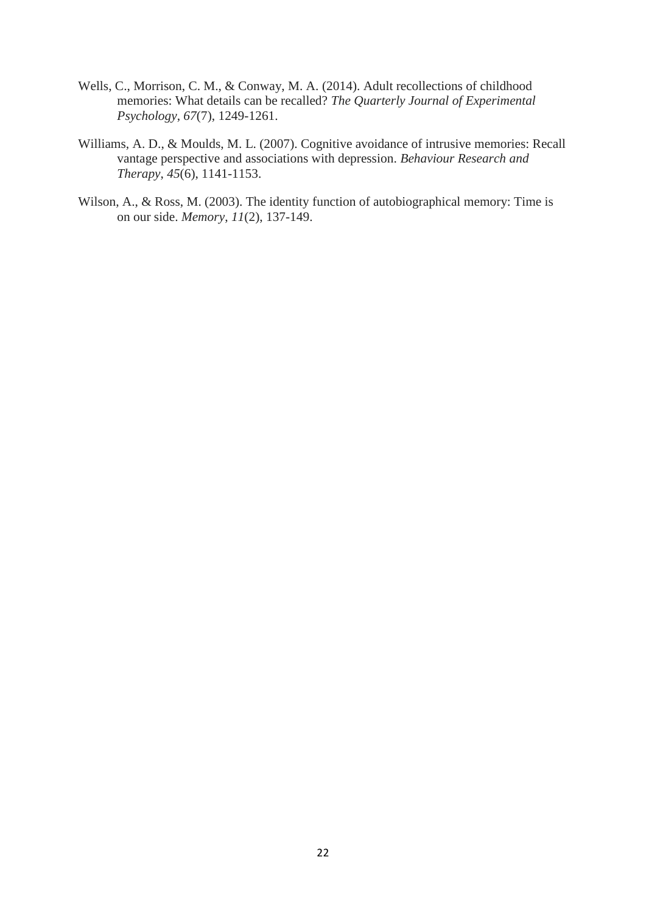Wells, C., Morrison, C. M., & Conway, M. A. (2014). Adult recollections of childhood memories: What details can be recalled? *The Quarterly Journal of Experimental Psychology*, *67*(7), 1249-1261.

Williams, A. D., & Moulds, M. L. (2007). Cognitive avoidance of intrusive memories: Recall vantage perspective and associations with depression. *Behaviour Research and Therapy*, *45*(6), 1141-1153.

Wilson, A., & Ross, M. (2003). The identity function of autobiographical memory: Time is on our side. *Memory*, *11*(2), 137-149.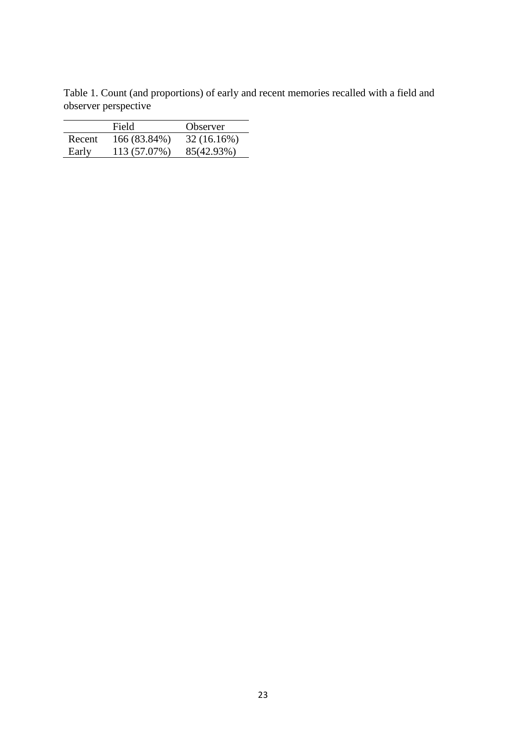Table 1. Count (and proportions) of early and recent memories recalled with a field and observer perspective

|  | Field | Observer |
|---|---|---|
| Recent | 166 (83.84%) | 32 (16.16%) |
| Early | 113 (57.07%) | 85(42.93%) |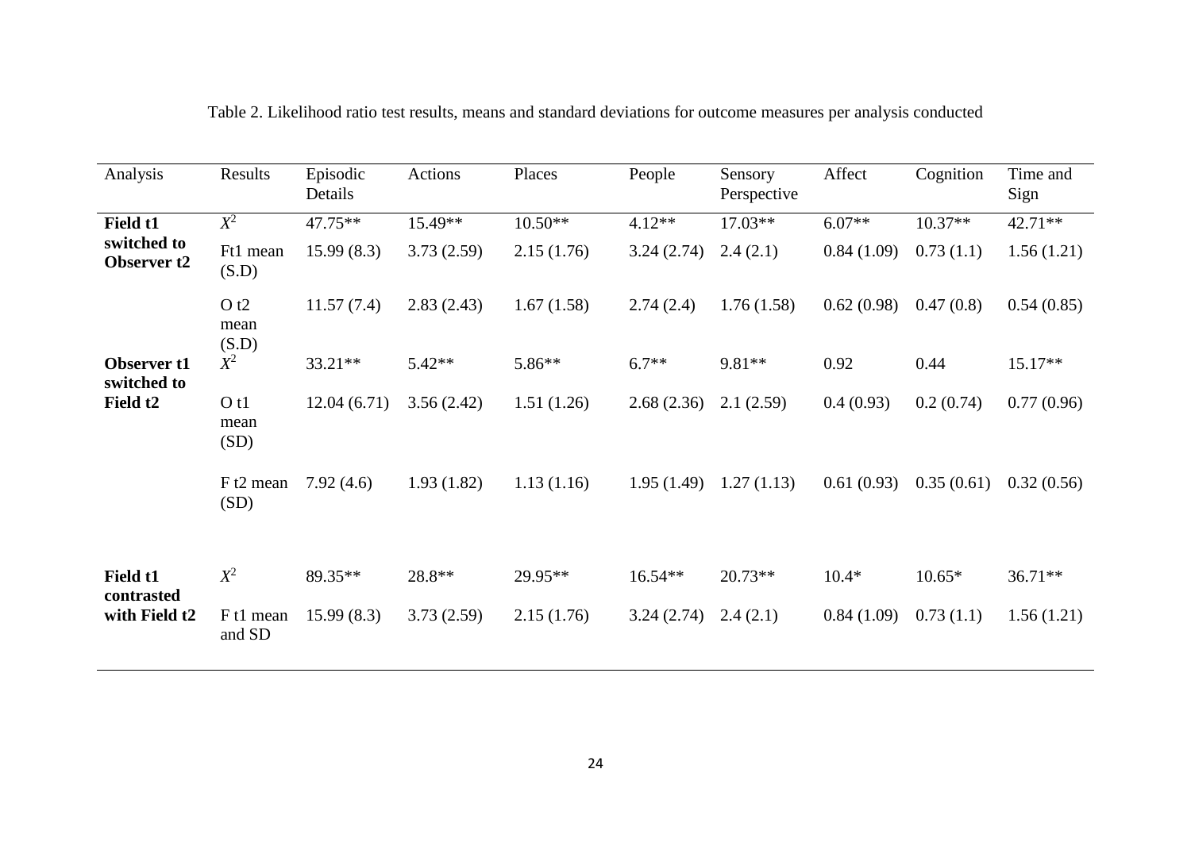Table 2. Likelihood ratio test results, means and standard deviations for outcome measures per analysis conducted

| Analysis | Results | Episodic Details | Actions | Places | People | Sensory Perspective | Affect | Cognition | Time and Sign |
|---|---|---|---|---|---|---|---|---|---|
| **Field t1 switched to Observer t2** | $X^2$ | 47.75** | 15.49** | 10.50** | 4.12** | 17.03** | 6.07** | 10.37** | 42.71** |
| | Ft1 mean (S.D) | 15.99 (8.3) | 3.73 (2.59) | 2.15 (1.76) | 3.24 (2.74) | 2.4 (2.1) | 0.84 (1.09) | 0.73 (1.1) | 1.56 (1.21) |
| | O t2 mean (S.D) | 11.57 (7.4) | 2.83 (2.43) | 1.67 (1.58) | 2.74 (2.4) | 1.76 (1.58) | 0.62 (0.98) | 0.47 (0.8) | 0.54 (0.85) |
| **Observer t1 switched to Field t2** | $X^2$ | 33.21** | 5.42** | 5.86** | 6.7** | 9.81** | 0.92 | 0.44 | 15.17** |
| | O t1 mean (SD) | 12.04 (6.71) | 3.56 (2.42) | 1.51 (1.26) | 2.68 (2.36) | 2.1 (2.59) | 0.4 (0.93) | 0.2 (0.74) | 0.77 (0.96) |
| | F t2 mean (SD) | 7.92 (4.6) | 1.93 (1.82) | 1.13 (1.16) | 1.95 (1.49) | 1.27 (1.13) | 0.61 (0.93) | 0.35 (0.61) | 0.32 (0.56) |
| **Field t1 contrasted with Field t2** | $X^2$ | 89.35** | 28.8** | 29.95** | 16.54** | 20.73** | 10.4* | 10.65* | 36.71** |
| | F t1 mean and SD | 15.99 (8.3) | 3.73 (2.59) | 2.15 (1.76) | 3.24 (2.74) | 2.4 (2.1) | 0.84 (1.09) | 0.73 (1.1) | 1.56 (1.21) |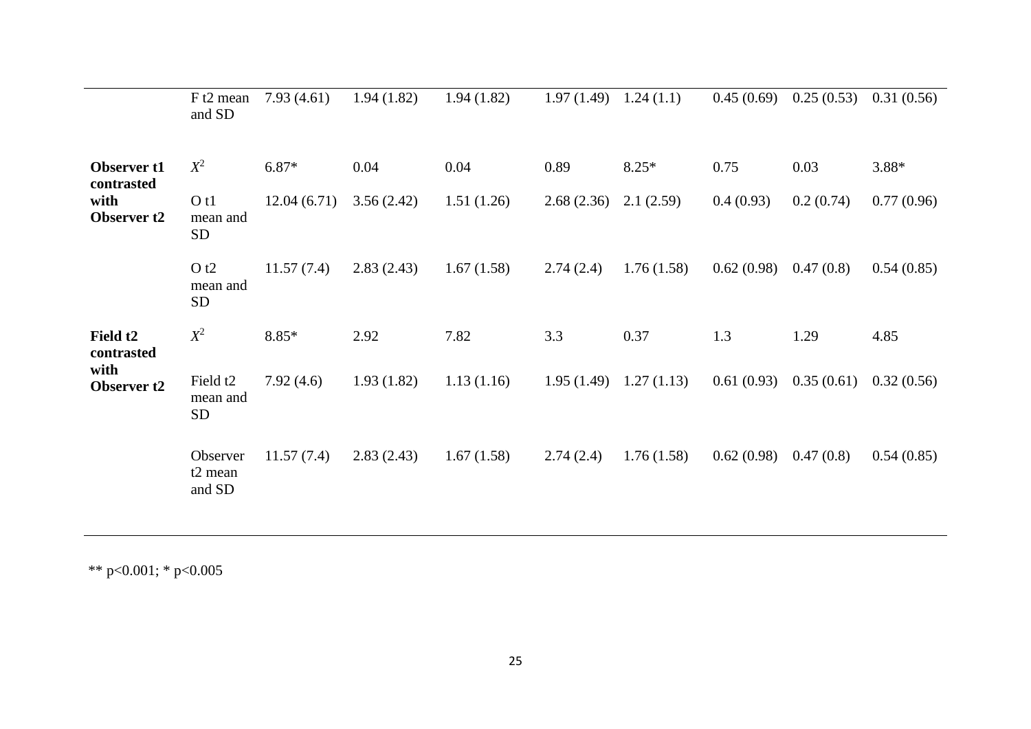| | | | | | | | | | |
|---|---|---|---|---|---|---|---|---|---|
| | F t2 mean and SD | 7.93 (4.61) | 1.94 (1.82) | 1.94 (1.82) | 1.97 (1.49) | 1.24 (1.1) | 0.45 (0.69) | 0.25 (0.53) | 0.31 (0.56) |
| **Observer t1 contrasted with Observer t2** | $X^2$ | 6.87* | 0.04 | 0.04 | 0.89 | 8.25* | 0.75 | 0.03 | 3.88* |
| | O t1 mean and SD | 12.04 (6.71) | 3.56 (2.42) | 1.51 (1.26) | 2.68 (2.36) | 2.1 (2.59) | 0.4 (0.93) | 0.2 (0.74) | 0.77 (0.96) |
| | O t2 mean and SD | 11.57 (7.4) | 2.83 (2.43) | 1.67 (1.58) | 2.74 (2.4) | 1.76 (1.58) | 0.62 (0.98) | 0.47 (0.8) | 0.54 (0.85) |
| **Field t2 contrasted with Observer t2** | $X^2$ | 8.85* | 2.92 | 7.82 | 3.3 | 0.37 | 1.3 | 1.29 | 4.85 |
| | Field t2 mean and SD | 7.92 (4.6) | 1.93 (1.82) | 1.13 (1.16) | 1.95 (1.49) | 1.27 (1.13) | 0.61 (0.93) | 0.35 (0.61) | 0.32 (0.56) |
| | Observer t2 mean and SD | 11.57 (7.4) | 2.83 (2.43) | 1.67 (1.58) | 2.74 (2.4) | 1.76 (1.58) | 0.62 (0.98) | 0.47 (0.8) | 0.54 (0.85) |

** $p<0.001$; * $p<0.005$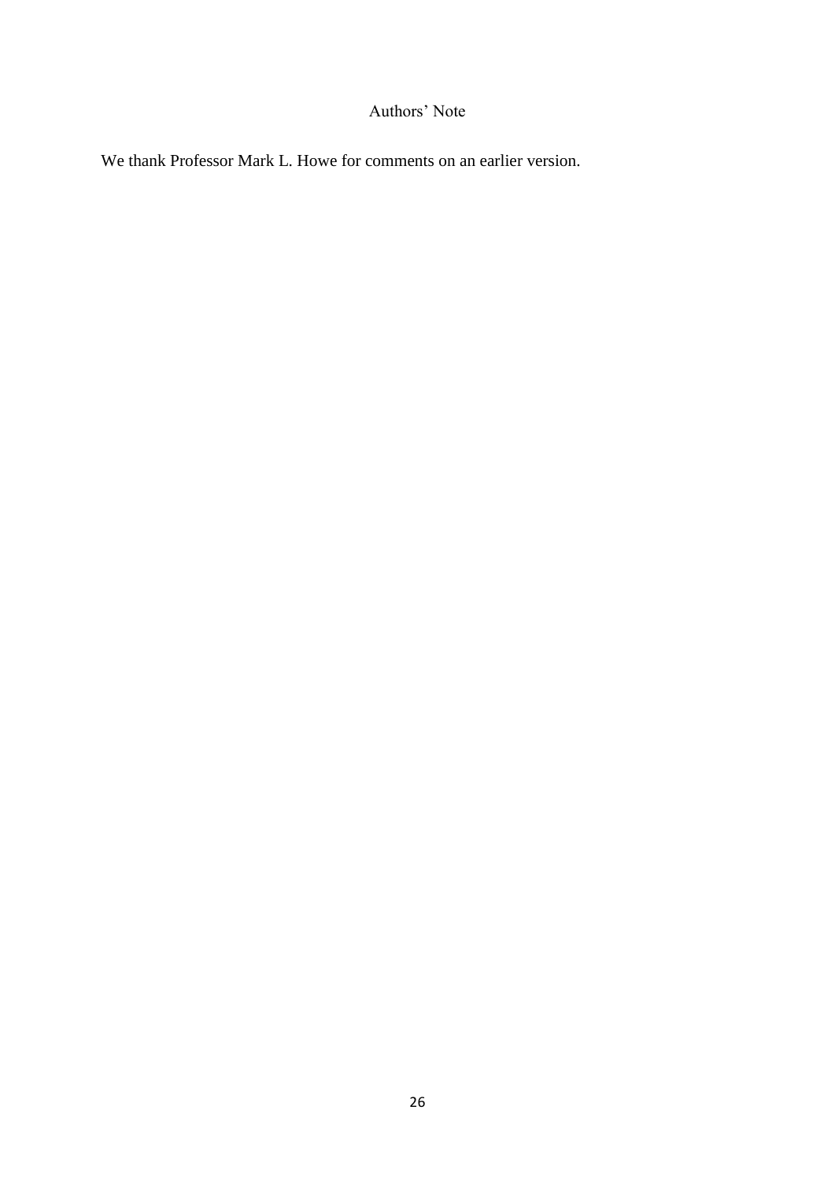# Authors' Note

We thank Professor Mark L. Howe for comments on an earlier version.